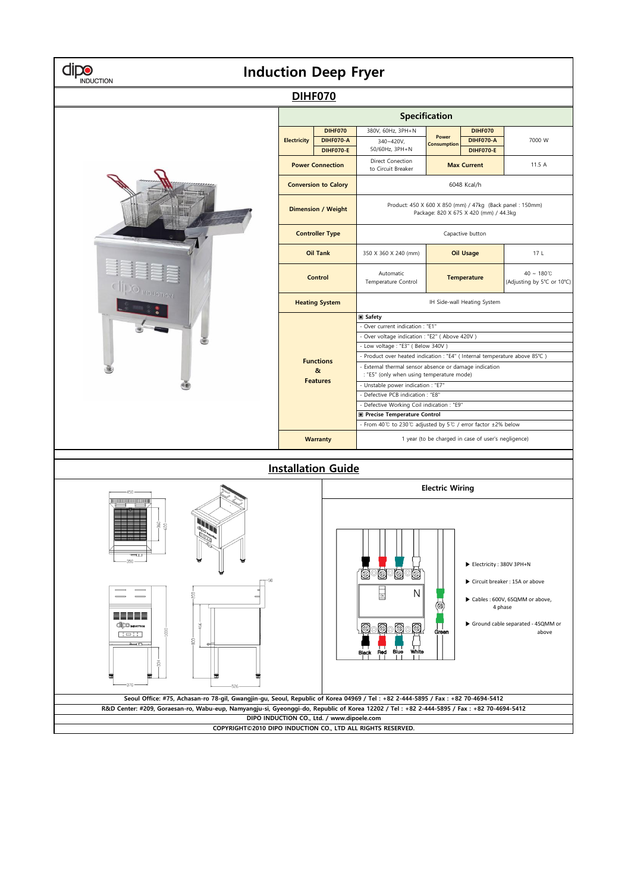# Induction Deep Fryer

## DIHF070

### Specification

| | | | | | |
|---|---|---|---|---|---|
| **Electricity** | **DIHF070** | 380V, 60Hz, 3PH+N | **Power Consumption** | **DIHF070** | 7000 W |
| | **DIHF070-A** | 340~420V, 50/60Hz, 3PH+N | | **DIHF070-A** | |
| | **DIHF070-E** | | | **DIHF070-E** | |
| **Power Connection** | | Direct Connection to Circuit Breaker | **Max Current** | | 11.5 A |
| **Conversion to Calory** | | 6048 Kcal/h | | | |
| **Dimension / Weight** | | Product: 450 X 600 X 850 (mm) / 47kg (Back panel : 150mm)<br>Package: 820 X 675 X 420 (mm) / 44.3kg | | | |
| **Controller Type** | | Capacive button | | | |
| **Oil Tank** | | 350 X 360 X 240 (mm) | **Oil Usage** | | 17 L |
| **Control** | | Automatic Temperature Control | **Temperature** | | 40 ~ 180℃ (Adjusting by 5℃ or 10℃) |
| **Heating System** | | IH Side-wall Heating System | | | |
| **Functions & Features** | | ▣ **Safety**<br>- Over current indication : "E1"<br>- Over voltage indication : "E2" ( Above 420V )<br>- Low voltage : "E3" ( Below 340V )<br>- Product over heated indication : "E4" ( Internal temperature above 85℃ )<br>- External thermal sensor absence or damage indication : "E5" (only when using temperature mode)<br>- Unstable power indication : "E7"<br>- Defective PCB indication : "E8"<br>- Defective Working Coil indication : "E9"<br>▣ **Precise Temperature Control**<br>- From 40℃ to 230℃ adjusted by 5℃ / error factor ±2% below | | | |
| **Warranty** | | 1 year (to be charged in case of user's negligence) | | | |

## Installation Guide

### Electric Wiring

- ▶ Electricity : 380V 3PH+N
- ▶ Circuit breaker : 15A or above
- ▶ Cables : 600V, 6SQMM or above, 4 phase
- ▶ Ground cable separated - 4SQMM or above

Black Red Blue White Green N

Seoul Office: #75, Achasan-ro 78-gil, Gwangjin-gu, Seoul, Republic of Korea 04969 / Tel : +82 2-444-5895 / Fax : +82 70-4694-5412

R&D Center: #209, Goraesan-ro, Wabu-eup, Namyangju-si, Gyeonggi-do, Republic of Korea 12202 / Tel : +82 2-444-5895 / Fax : +82 70-4694-5412

DIPO INDUCTION CO., Ltd. / www.dipoele.com

COPYRIGHT©2010 DIPO INDUCTION CO., LTD ALL RIGHTS RESERVED.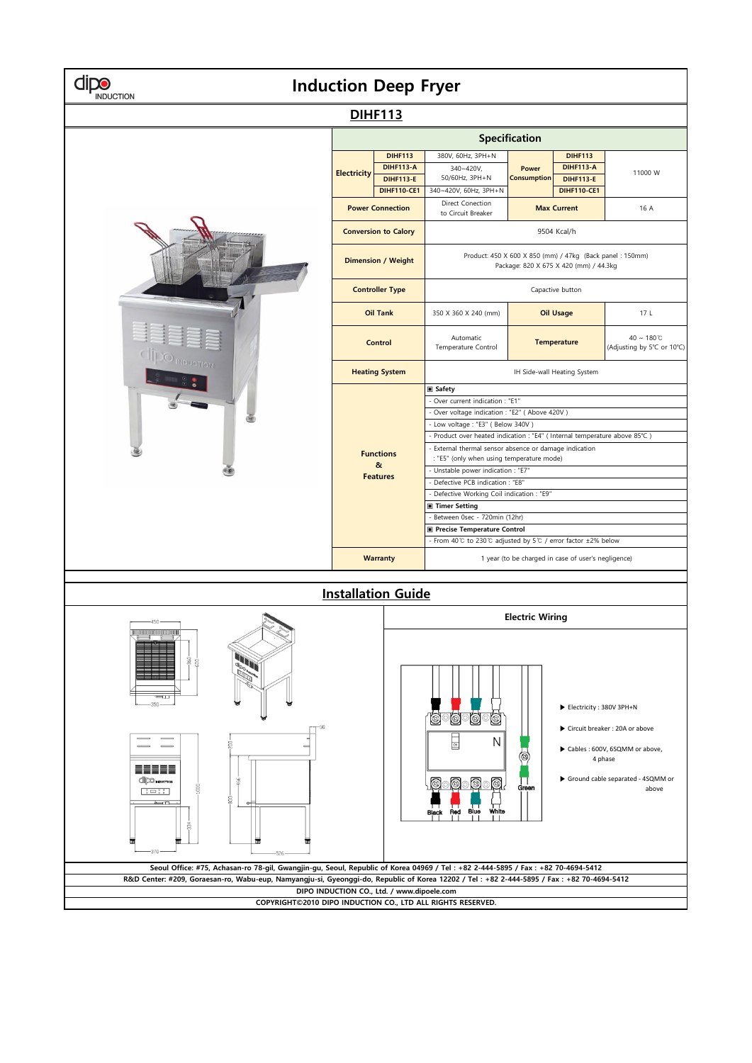# Induction Deep Fryer

## DIHF113

### Specification

| | | | | | |
|---|---|---|---|---|---|
| Electricity | DIHF113 | 380V, 60Hz, 3PH+N | Power Consumption | DIHF113 | 11000 W |
| | DIHF113-A | 340~420V, 50/60Hz, 3PH+N | | DIHF113-A | |
| | DIHF113-E | | | DIHF113-E | |
| | DIHF110-CE1 | 340~420V, 60Hz, 3PH+N | | DIHF110-CE1 | |
| Power Connection | | Direct Conection to Circuit Breaker | Max Current | | 16 A |
| Conversion to Calory | | 9504 Kcal/h | | | |
| Dimension / Weight | | Product: 450 X 600 X 850 (mm) / 47kg (Back panel : 150mm)<br>Package: 820 X 675 X 420 (mm) / 44.3kg | | | |
| Controller Type | | Capactive button | | | |
| Oil Tank | | 350 X 360 X 240 (mm) | Oil Usage | | 17 L |
| Control | | Automatic Temperature Control | Temperature | | 40 ~ 180℃ (Adjusting by 5℃ or 10℃) |
| Heating System | | IH Side-wall Heating System | | | |
| Functions & Features | | ▣ **Safety**<br>- Over current indication : "E1"<br>- Over voltage indication : "E2" ( Above 420V )<br>- Low voltage : "E3" ( Below 340V )<br>- Product over heated indication : "E4" ( Internal temperature above 85℃ )<br>- External thermal sensor absence or damage indication : "E5" (only when using temperature mode)<br>- Unstable power indication : "E7"<br>- Defective PCB indication : "E8"<br>- Defective Working Coil indication : "E9"<br>▣ **Timer Setting**<br>- Between 0sec - 720min (12hr)<br>▣ **Precise Temperature Control**<br>- From 40℃ to 230℃ adjusted by 5℃ / error factor ±2% below | | | |
| Warranty | | 1 year (to be charged in case of user's negligence) | | | |

## Installation Guide

450
350
360
420
90
200
1000
456
800
334
370
526

### Electric Wiring

N
Black Red Blue White
Green

- ▶ Electricity : 380V 3PH+N
- ▶ Circuit breaker : 20A or above
- ▶ Cables : 600V, 6SQMM or above, 4 phase
- ▶ Ground cable separated - 4SQMM or above

**Seoul Office: #75, Achasan-ro 78-gil, Gwangjin-gu, Seoul, Republic of Korea 04969 / Tel : +82 2-444-5895 / Fax : +82 70-4694-5412**
**R&D Center: #209, Goraesan-ro, Wabu-eup, Namyangju-si, Gyeonggi-do, Republic of Korea 12202 / Tel : +82 2-444-5895 / Fax : +82 70-4694-5412**
**DIPO INDUCTION CO., Ltd. / www.dipoele.com**
**COPYRIGHT©2010 DIPO INDUCTION CO., LTD ALL RIGHTS RESERVED.**